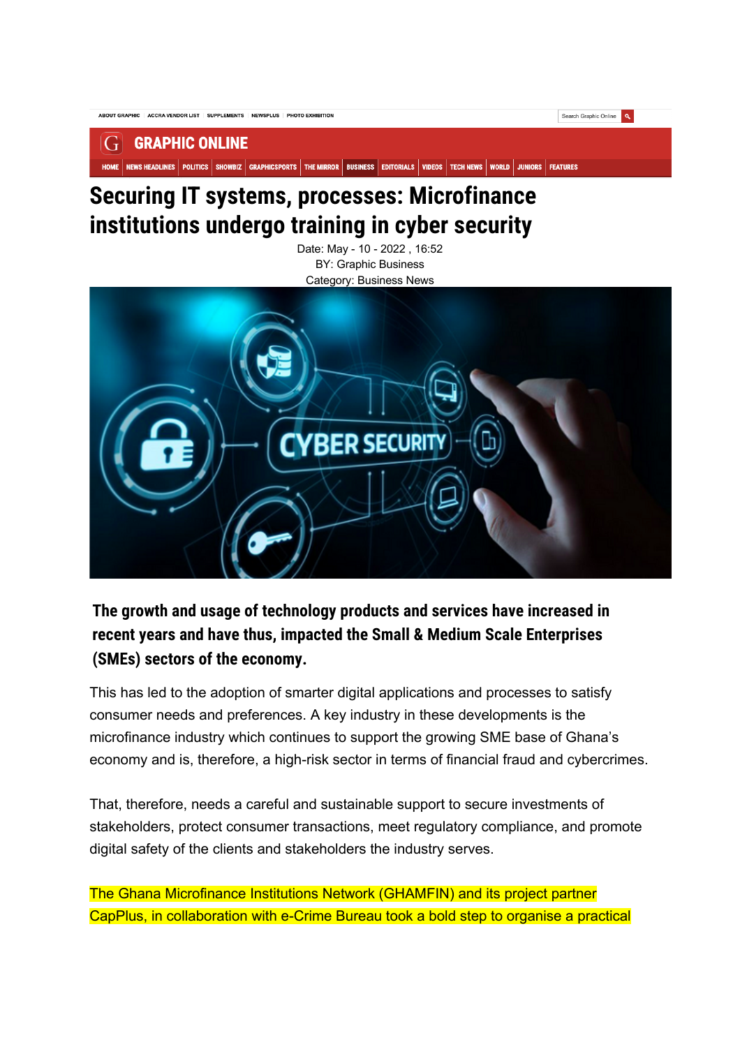ABOUT GRAPHIC | ACCRA VENDOR LIST | SUPPLEMENTS | NEWSPLUS | PHOTO EXHIBITION

GRAPHIC ONLINE

HOME | NEWS HEADLINES | POLITICS | SHOWBIZ | GRAPHICSPORTS | THE MIRROR | BUSINESS | EDITORIALS | VIDEOS | TECH NEWS | WORLD | JUNIORS | FEATURES

# Securing IT systems, processes: Microfinance institutions undergo training in cyber security

Date: May - 10 - 2022 , 16:52
BY: Graphic Business
Category: Business News

**The growth and usage of technology products and services have increased in recent years and have thus, impacted the Small & Medium Scale Enterprises (SMEs) sectors of the economy.**

This has led to the adoption of smarter digital applications and processes to satisfy consumer needs and preferences. A key industry in these developments is the microfinance industry which continues to support the growing SME base of Ghana's economy and is, therefore, a high-risk sector in terms of financial fraud and cybercrimes.

That, therefore, needs a careful and sustainable support to secure investments of stakeholders, protect consumer transactions, meet regulatory compliance, and promote digital safety of the clients and stakeholders the industry serves.

The Ghana Microfinance Institutions Network (GHAMFIN) and its project partner CapPlus, in collaboration with e-Crime Bureau took a bold step to organise a practical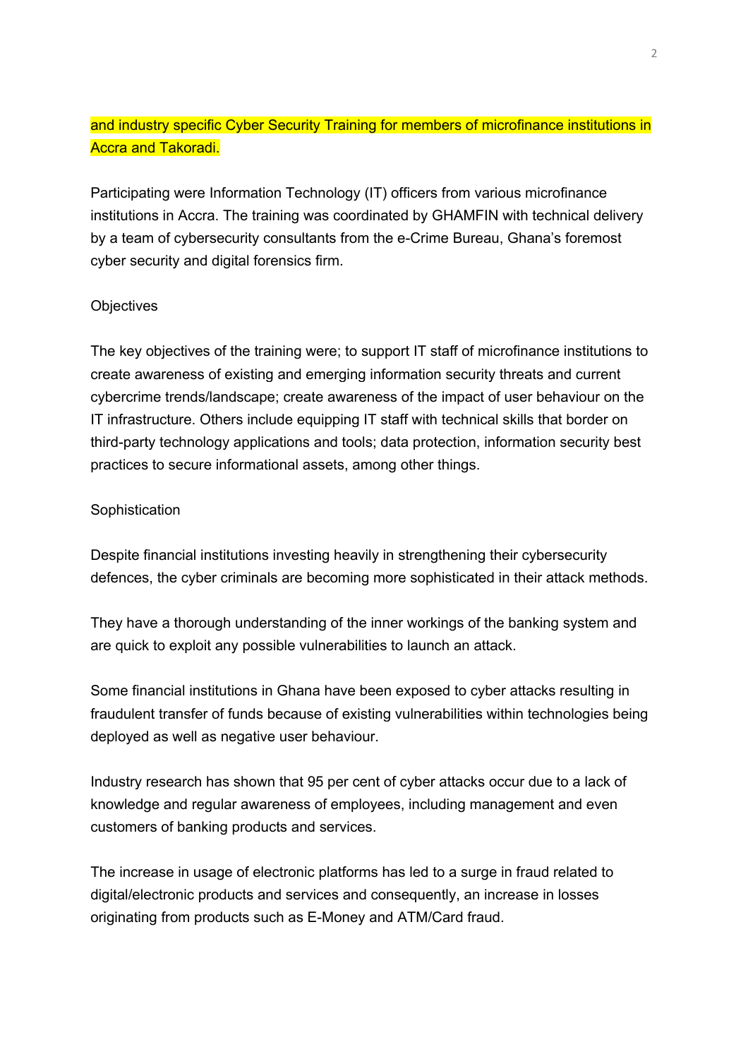and industry specific Cyber Security Training for members of microfinance institutions in Accra and Takoradi.

Participating were Information Technology (IT) officers from various microfinance institutions in Accra. The training was coordinated by GHAMFIN with technical delivery by a team of cybersecurity consultants from the e-Crime Bureau, Ghana's foremost cyber security and digital forensics firm.

## Objectives

The key objectives of the training were; to support IT staff of microfinance institutions to create awareness of existing and emerging information security threats and current cybercrime trends/landscape; create awareness of the impact of user behaviour on the IT infrastructure. Others include equipping IT staff with technical skills that border on third-party technology applications and tools; data protection, information security best practices to secure informational assets, among other things.

## Sophistication

Despite financial institutions investing heavily in strengthening their cybersecurity defences, the cyber criminals are becoming more sophisticated in their attack methods.

They have a thorough understanding of the inner workings of the banking system and are quick to exploit any possible vulnerabilities to launch an attack.

Some financial institutions in Ghana have been exposed to cyber attacks resulting in fraudulent transfer of funds because of existing vulnerabilities within technologies being deployed as well as negative user behaviour.

Industry research has shown that 95 per cent of cyber attacks occur due to a lack of knowledge and regular awareness of employees, including management and even customers of banking products and services.

The increase in usage of electronic platforms has led to a surge in fraud related to digital/electronic products and services and consequently, an increase in losses originating from products such as E-Money and ATM/Card fraud.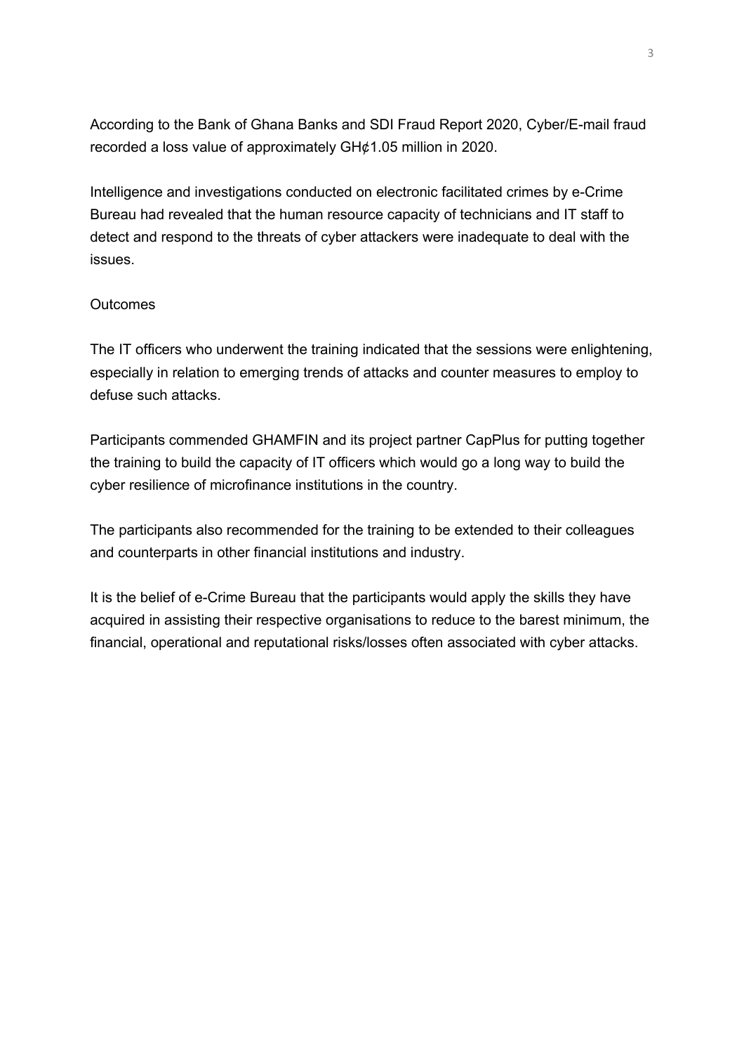According to the Bank of Ghana Banks and SDI Fraud Report 2020, Cyber/E-mail fraud recorded a loss value of approximately GH¢1.05 million in 2020.

Intelligence and investigations conducted on electronic facilitated crimes by e-Crime Bureau had revealed that the human resource capacity of technicians and IT staff to detect and respond to the threats of cyber attackers were inadequate to deal with the issues.

## Outcomes

The IT officers who underwent the training indicated that the sessions were enlightening, especially in relation to emerging trends of attacks and counter measures to employ to defuse such attacks.

Participants commended GHAMFIN and its project partner CapPlus for putting together the training to build the capacity of IT officers which would go a long way to build the cyber resilience of microfinance institutions in the country.

The participants also recommended for the training to be extended to their colleagues and counterparts in other financial institutions and industry.

It is the belief of e-Crime Bureau that the participants would apply the skills they have acquired in assisting their respective organisations to reduce to the barest minimum, the financial, operational and reputational risks/losses often associated with cyber attacks.